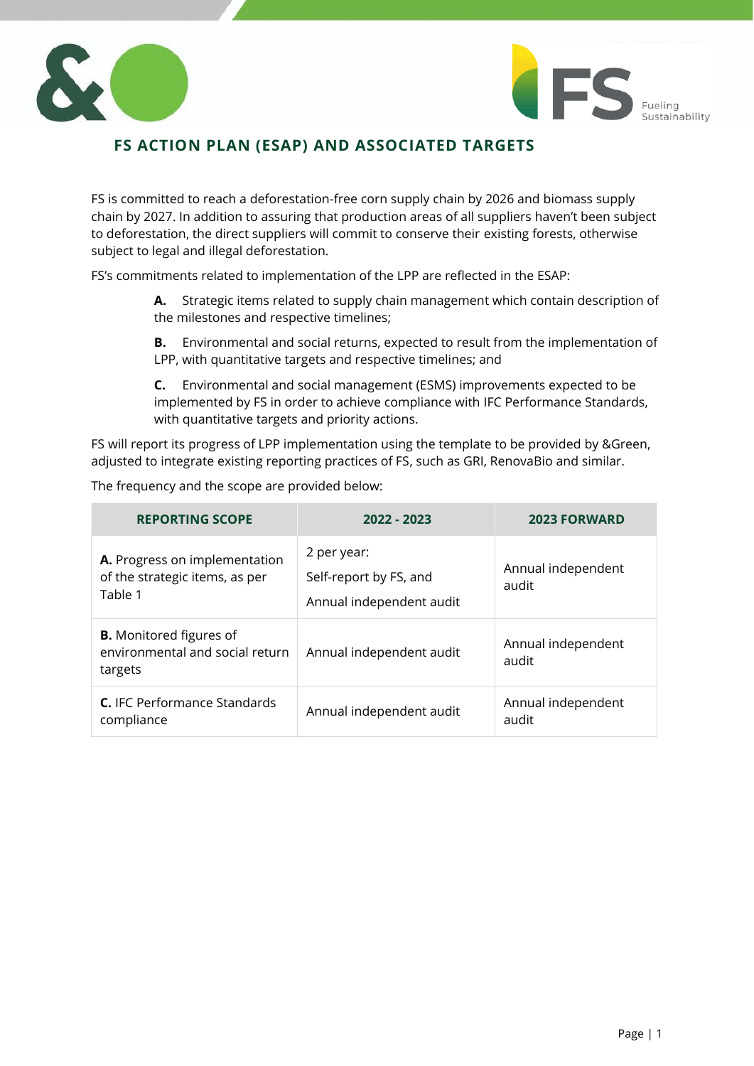# FS ACTION PLAN (ESAP) AND ASSOCIATED TARGETS

FS is committed to reach a deforestation-free corn supply chain by 2026 and biomass supply chain by 2027. In addition to assuring that production areas of all suppliers haven't been subject to deforestation, the direct suppliers will commit to conserve their existing forests, otherwise subject to legal and illegal deforestation.

FS's commitments related to implementation of the LPP are reflected in the ESAP:

**A.** Strategic items related to supply chain management which contain description of the milestones and respective timelines;

**B.** Environmental and social returns, expected to result from the implementation of LPP, with quantitative targets and respective timelines; and

**C.** Environmental and social management (ESMS) improvements expected to be implemented by FS in order to achieve compliance with IFC Performance Standards, with quantitative targets and priority actions.

FS will report its progress of LPP implementation using the template to be provided by &Green, adjusted to integrate existing reporting practices of FS, such as GRI, RenovaBio and similar.

The frequency and the scope are provided below:

| REPORTING SCOPE | 2022 - 2023 | 2023 FORWARD |
|---|---|---|
| **A.** Progress on implementation of the strategic items, as per Table 1 | 2 per year:<br>Self-report by FS, and<br>Annual independent audit | Annual independent audit |
| **B.** Monitored figures of environmental and social return targets | Annual independent audit | Annual independent audit |
| **C.** IFC Performance Standards compliance | Annual independent audit | Annual independent audit |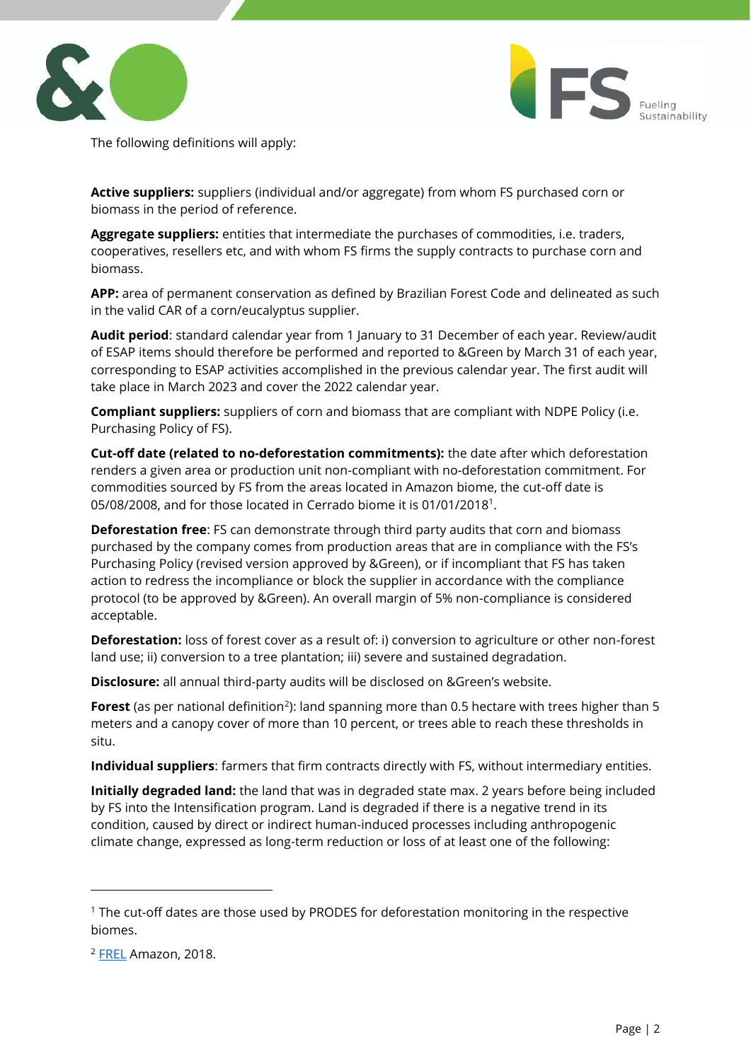The following definitions will apply:

**Active suppliers:** suppliers (individual and/or aggregate) from whom FS purchased corn or biomass in the period of reference.

**Aggregate suppliers:** entities that intermediate the purchases of commodities, i.e. traders, cooperatives, resellers etc, and with whom FS firms the supply contracts to purchase corn and biomass.

**APP:** area of permanent conservation as defined by Brazilian Forest Code and delineated as such in the valid CAR of a corn/eucalyptus supplier.

**Audit period**: standard calendar year from 1 January to 31 December of each year. Review/audit of ESAP items should therefore be performed and reported to &Green by March 31 of each year, corresponding to ESAP activities accomplished in the previous calendar year. The first audit will take place in March 2023 and cover the 2022 calendar year.

**Compliant suppliers:** suppliers of corn and biomass that are compliant with NDPE Policy (i.e. Purchasing Policy of FS).

**Cut-off date (related to no-deforestation commitments):** the date after which deforestation renders a given area or production unit non-compliant with no-deforestation commitment. For commodities sourced by FS from the areas located in Amazon biome, the cut-off date is 05/08/2008, and for those located in Cerrado biome it is 01/01/2018[1].

**Deforestation free**: FS can demonstrate through third party audits that corn and biomass purchased by the company comes from production areas that are in compliance with the FS's Purchasing Policy (revised version approved by &Green), or if incompliant that FS has taken action to redress the incompliance or block the supplier in accordance with the compliance protocol (to be approved by &Green). An overall margin of 5% non-compliance is considered acceptable.

**Deforestation:** loss of forest cover as a result of: i) conversion to agriculture or other non-forest land use; ii) conversion to a tree plantation; iii) severe and sustained degradation.

**Disclosure:** all annual third-party audits will be disclosed on &Green's website.

**Forest** (as per national definition[2]): land spanning more than 0.5 hectare with trees higher than 5 meters and a canopy cover of more than 10 percent, or trees able to reach these thresholds in situ.

**Individual suppliers**: farmers that firm contracts directly with FS, without intermediary entities.

**Initially degraded land:** the land that was in degraded state max. 2 years before being included by FS into the Intensification program. Land is degraded if there is a negative trend in its condition, caused by direct or indirect human-induced processes including anthropogenic climate change, expressed as long-term reduction or loss of at least one of the following:

---

[1] The cut-off dates are those used by PRODES for deforestation monitoring in the respective biomes.

[2] FREL Amazon, 2018.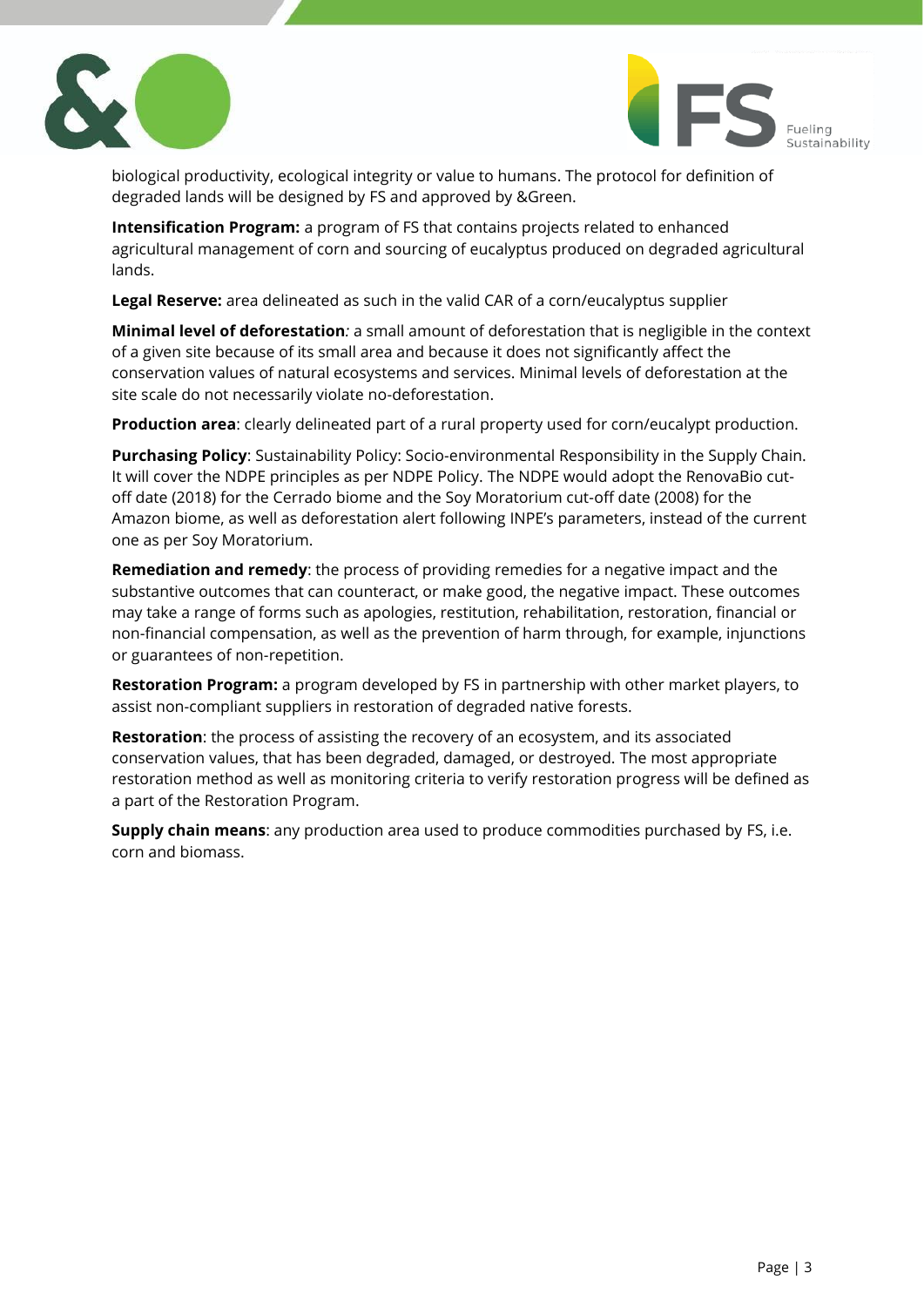biological productivity, ecological integrity or value to humans. The protocol for definition of degraded lands will be designed by FS and approved by &Green.

**Intensification Program:** a program of FS that contains projects related to enhanced agricultural management of corn and sourcing of eucalyptus produced on degraded agricultural lands.

**Legal Reserve:** area delineated as such in the valid CAR of a corn/eucalyptus supplier

**Minimal level of deforestation***:* a small amount of deforestation that is negligible in the context of a given site because of its small area and because it does not significantly affect the conservation values of natural ecosystems and services. Minimal levels of deforestation at the site scale do not necessarily violate no-deforestation.

**Production area**: clearly delineated part of a rural property used for corn/eucalypt production.

**Purchasing Policy**: Sustainability Policy: Socio-environmental Responsibility in the Supply Chain. It will cover the NDPE principles as per NDPE Policy. The NDPE would adopt the RenovaBio cut-off date (2018) for the Cerrado biome and the Soy Moratorium cut-off date (2008) for the Amazon biome, as well as deforestation alert following INPE's parameters, instead of the current one as per Soy Moratorium.

**Remediation and remedy**: the process of providing remedies for a negative impact and the substantive outcomes that can counteract, or make good, the negative impact. These outcomes may take a range of forms such as apologies, restitution, rehabilitation, restoration, financial or non-financial compensation, as well as the prevention of harm through, for example, injunctions or guarantees of non-repetition.

**Restoration Program:** a program developed by FS in partnership with other market players, to assist non-compliant suppliers in restoration of degraded native forests.

**Restoration**: the process of assisting the recovery of an ecosystem, and its associated conservation values, that has been degraded, damaged, or destroyed. The most appropriate restoration method as well as monitoring criteria to verify restoration progress will be defined as a part of the Restoration Program.

**Supply chain means**: any production area used to produce commodities purchased by FS, i.e. corn and biomass.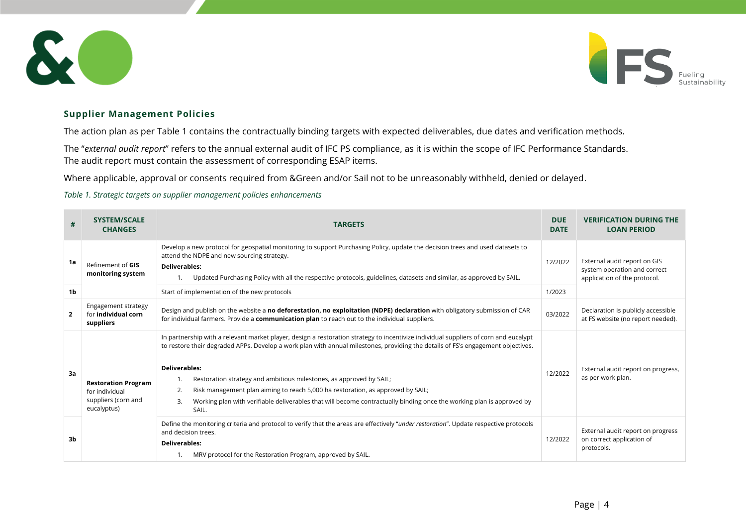### Supplier Management Policies

The action plan as per Table 1 contains the contractually binding targets with expected deliverables, due dates and verification methods.

The "*external audit report*" refers to the annual external audit of IFC PS compliance, as it is within the scope of IFC Performance Standards. The audit report must contain the assessment of corresponding ESAP items.

Where applicable, approval or consents required from &Green and/or Sail not to be unreasonably withheld, denied or delayed.

*Table 1. Strategic targets on supplier management policies enhancements*

| # | SYSTEM/SCALE CHANGES | TARGETS | DUE DATE | VERIFICATION DURING THE LOAN PERIOD |
|---|---|---|---|---|
| 1a | Refinement of **GIS monitoring system** | Develop a new protocol for geospatial monitoring to support Purchasing Policy, update the decision trees and used datasets to attend the NDPE and new sourcing strategy.<br>**Deliverables:**<br>1. Updated Purchasing Policy with all the respective protocols, guidelines, datasets and similar, as approved by SAIL. | 12/2022 | External audit report on GIS system operation and correct application of the protocol. |
| 1b | | Start of implementation of the new protocols | 1/2023 | |
| 2 | Engagement strategy for **individual corn suppliers** | Design and publish on the website a **no deforestation, no exploitation (NDPE) declaration** with obligatory submission of CAR for individual farmers. Provide a **communication plan** to reach out to the individual suppliers. | 03/2022 | Declaration is publicly accessible at FS website (no report needed). |
| 3a | **Restoration Program** for individual suppliers (corn and eucalyptus) | In partnership with a relevant market player, design a restoration strategy to incentivize individual suppliers of corn and eucalypt to restore their degraded APPs. Develop a work plan with annual milestones, providing the details of FS's engagement objectives.<br>**Deliverables:**<br>1. Restoration strategy and ambitious milestones, as approved by SAIL;<br>2. Risk management plan aiming to reach 5,000 ha restoration, as approved by SAIL;<br>3. Working plan with verifiable deliverables that will become contractually binding once the working plan is approved by SAIL. | 12/2022 | External audit report on progress, as per work plan. |
| 3b | | Define the monitoring criteria and protocol to verify that the areas are effectively "*under restoration*". Update respective protocols and decision trees.<br>**Deliverables:**<br>1. MRV protocol for the Restoration Program, approved by SAIL. | 12/2022 | External audit report on progress on correct application of protocols. |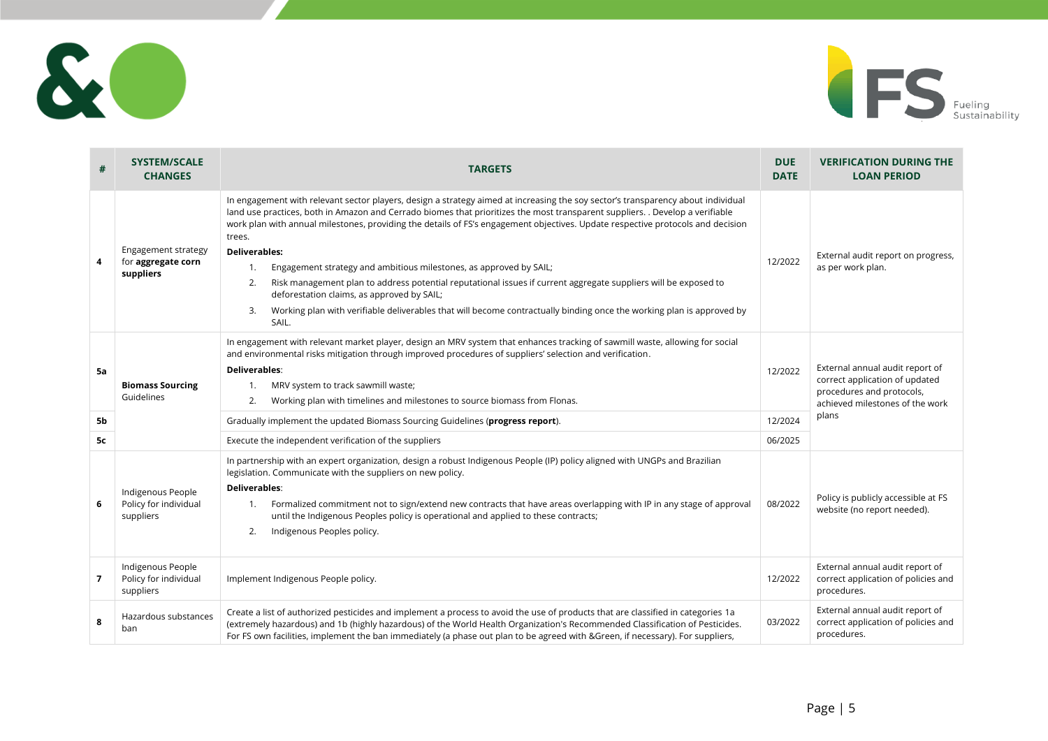| # | SYSTEM/SCALE CHANGES | TARGETS | DUE DATE | VERIFICATION DURING THE LOAN PERIOD |
|---|---|---|---|---|
| 4 | Engagement strategy for **aggregate corn suppliers** | In engagement with relevant sector players, design a strategy aimed at increasing the soy sector's transparency about individual land use practices, both in Amazon and Cerrado biomes that prioritizes the most transparent suppliers. . Develop a verifiable work plan with annual milestones, providing the details of FS's engagement objectives. Update respective protocols and decision trees.<br>**Deliverables:**<br>1. Engagement strategy and ambitious milestones, as approved by SAIL;<br>2. Risk management plan to address potential reputational issues if current aggregate suppliers will be exposed to deforestation claims, as approved by SAIL;<br>3. Working plan with verifiable deliverables that will become contractually binding once the working plan is approved by SAIL. | 12/2022 | External audit report on progress, as per work plan. |
| 5a | **Biomass Sourcing** Guidelines | In engagement with relevant market player, design an MRV system that enhances tracking of sawmill waste, allowing for social and environmental risks mitigation through improved procedures of suppliers' selection and verification.<br>**Deliverables**:<br>1. MRV system to track sawmill waste;<br>2. Working plan with timelines and milestones to source biomass from Flonas. | 12/2022 | External annual audit report of correct application of updated procedures and protocols, achieved milestones of the work plans |
| 5b | | Gradually implement the updated Biomass Sourcing Guidelines (**progress report**). | 12/2024 | |
| 5c | | Execute the independent verification of the suppliers | 06/2025 | |
| 6 | Indigenous People Policy for individual suppliers | In partnership with an expert organization, design a robust Indigenous People (IP) policy aligned with UNGPs and Brazilian legislation. Communicate with the suppliers on new policy.<br>**Deliverables**:<br>1. Formalized commitment not to sign/extend new contracts that have areas overlapping with IP in any stage of approval until the Indigenous Peoples policy is operational and applied to these contracts;<br>2. Indigenous Peoples policy. | 08/2022 | Policy is publicly accessible at FS website (no report needed). |
| 7 | Indigenous People Policy for individual suppliers | Implement Indigenous People policy. | 12/2022 | External annual audit report of correct application of policies and procedures. |
| 8 | Hazardous substances ban | Create a list of authorized pesticides and implement a process to avoid the use of products that are classified in categories 1a (extremely hazardous) and 1b (highly hazardous) of the World Health Organization's Recommended Classification of Pesticides. For FS own facilities, implement the ban immediately (a phase out plan to be agreed with &Green, if necessary). For suppliers, | 03/2022 | External annual audit report of correct application of policies and procedures. |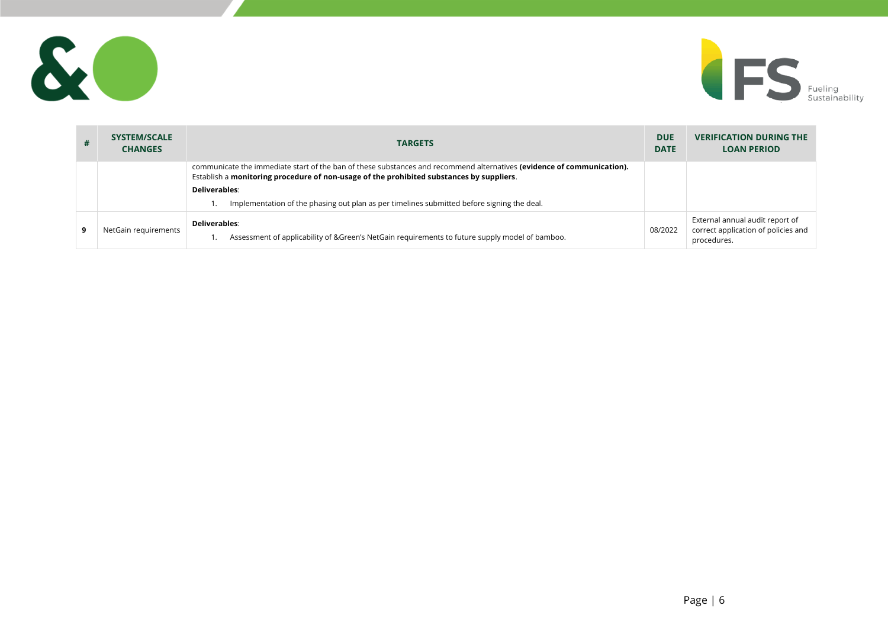| # | SYSTEM/SCALE CHANGES | TARGETS | DUE DATE | VERIFICATION DURING THE LOAN PERIOD |
|---|---|---|---|---|
| | | communicate the immediate start of the ban of these substances and recommend alternatives **(evidence of communication).** Establish a **monitoring procedure of non-usage of the prohibited substances by suppliers**. **Deliverables**: 1. Implementation of the phasing out plan as per timelines submitted before signing the deal. | | |
| **9** | NetGain requirements | **Deliverables**: 1. Assessment of applicability of &Green's NetGain requirements to future supply model of bamboo. | 08/2022 | External annual audit report of correct application of policies and procedures. |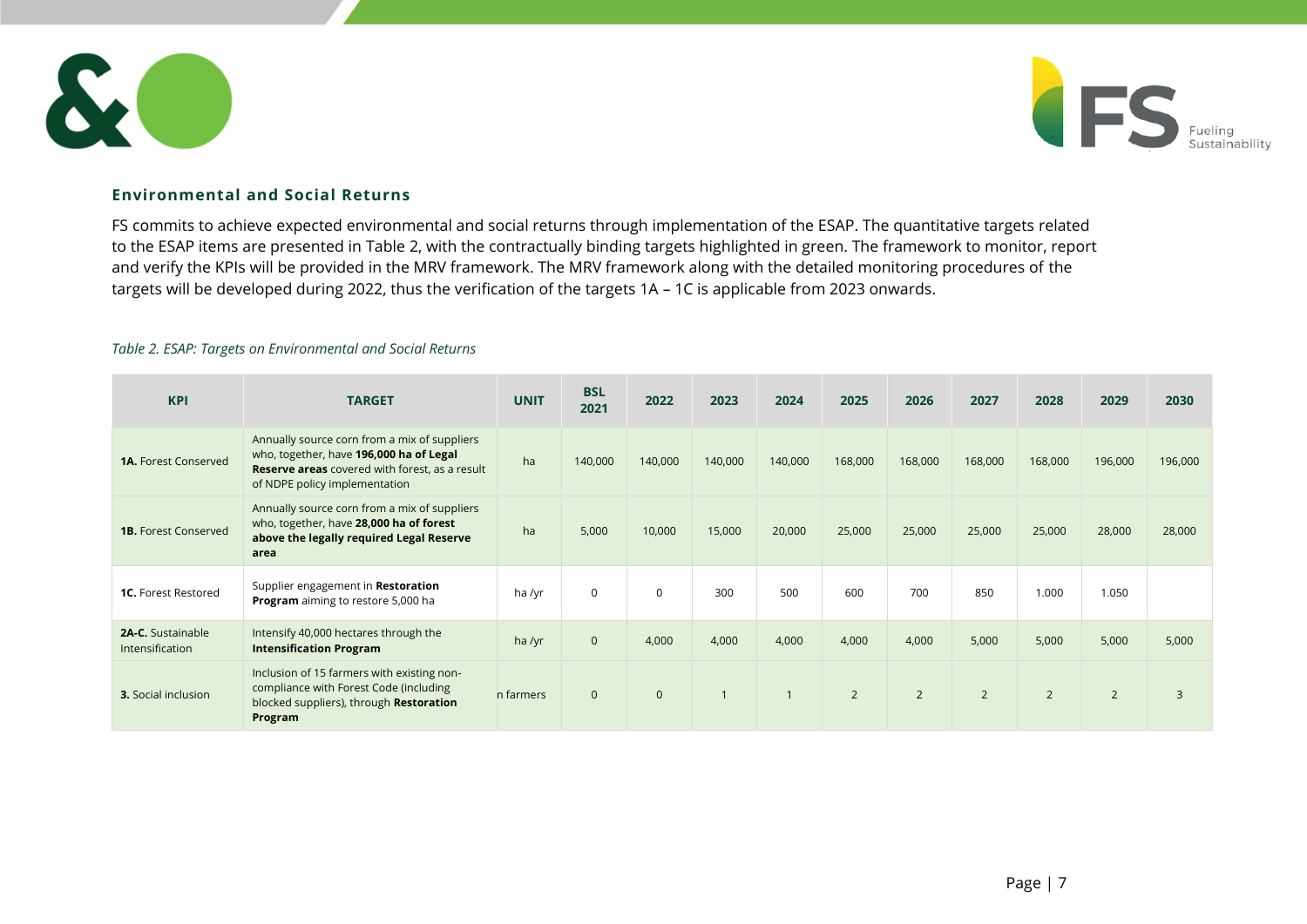## Environmental and Social Returns

FS commits to achieve expected environmental and social returns through implementation of the ESAP. The quantitative targets related to the ESAP items are presented in Table 2, with the contractually binding targets highlighted in green. The framework to monitor, report and verify the KPIs will be provided in the MRV framework. The MRV framework along with the detailed monitoring procedures of the targets will be developed during 2022, thus the verification of the targets 1A – 1C is applicable from 2023 onwards.

*Table 2. ESAP: Targets on Environmental and Social Returns*

| KPI | TARGET | UNIT | BSL 2021 | 2022 | 2023 | 2024 | 2025 | 2026 | 2027 | 2028 | 2029 | 2030 |
|---|---|---|---|---|---|---|---|---|---|---|---|---|
| **1A.** Forest Conserved | Annually source corn from a mix of suppliers who, together, have **196,000 ha of Legal Reserve areas** covered with forest, as a result of NDPE policy implementation | ha | 140,000 | 140,000 | 140,000 | 140,000 | 168,000 | 168,000 | 168,000 | 168,000 | 196,000 | 196,000 |
| **1B.** Forest Conserved | Annually source corn from a mix of suppliers who, together, have **28,000 ha of forest above the legally required Legal Reserve area** | ha | 5,000 | 10,000 | 15,000 | 20,000 | 25,000 | 25,000 | 25,000 | 25,000 | 28,000 | 28,000 |
| **1C.** Forest Restored | Supplier engagement in **Restoration Program** aiming to restore 5,000 ha | ha /yr | 0 | 0 | 300 | 500 | 600 | 700 | 850 | 1.000 | 1.050 | |
| **2A-C.** Sustainable Intensification | Intensify 40,000 hectares through the **Intensification Program** | ha /yr | 0 | 4,000 | 4,000 | 4,000 | 4,000 | 4,000 | 5,000 | 5,000 | 5,000 | 5,000 |
| **3.** Social inclusion | Inclusion of 15 farmers with existing non-compliance with Forest Code (including blocked suppliers), through **Restoration Program** | n farmers | 0 | 0 | 1 | 1 | 2 | 2 | 2 | 2 | 2 | 3 |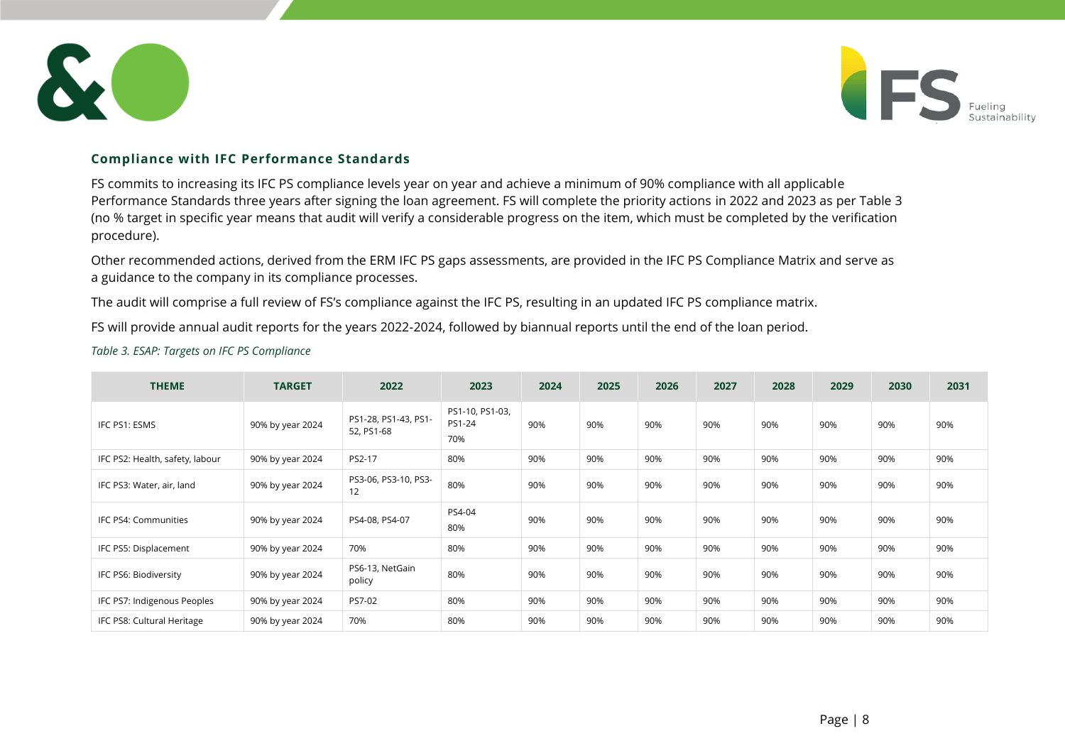## Compliance with IFC Performance Standards

FS commits to increasing its IFC PS compliance levels year on year and achieve a minimum of 90% compliance with all applicable Performance Standards three years after signing the loan agreement. FS will complete the priority actions in 2022 and 2023 as per Table 3 (no % target in specific year means that audit will verify a considerable progress on the item, which must be completed by the verification procedure).

Other recommended actions, derived from the ERM IFC PS gaps assessments, are provided in the IFC PS Compliance Matrix and serve as a guidance to the company in its compliance processes.

The audit will comprise a full review of FS's compliance against the IFC PS, resulting in an updated IFC PS compliance matrix.

FS will provide annual audit reports for the years 2022-2024, followed by biannual reports until the end of the loan period.

*Table 3. ESAP: Targets on IFC PS Compliance*

| THEME | TARGET | 2022 | 2023 | 2024 | 2025 | 2026 | 2027 | 2028 | 2029 | 2030 | 2031 |
|---|---|---|---|---|---|---|---|---|---|---|---|
| IFC PS1: ESMS | 90% by year 2024 | PS1-28, PS1-43, PS1-52, PS1-68 | PS1-10, PS1-03, PS1-24 70% | 90% | 90% | 90% | 90% | 90% | 90% | 90% | 90% |
| IFC PS2: Health, safety, labour | 90% by year 2024 | PS2-17 | 80% | 90% | 90% | 90% | 90% | 90% | 90% | 90% | 90% |
| IFC PS3: Water, air, land | 90% by year 2024 | PS3-06, PS3-10, PS3-12 | 80% | 90% | 90% | 90% | 90% | 90% | 90% | 90% | 90% |
| IFC PS4: Communities | 90% by year 2024 | PS4-08, PS4-07 | PS4-04 80% | 90% | 90% | 90% | 90% | 90% | 90% | 90% | 90% |
| IFC PS5: Displacement | 90% by year 2024 | 70% | 80% | 90% | 90% | 90% | 90% | 90% | 90% | 90% | 90% |
| IFC PS6: Biodiversity | 90% by year 2024 | PS6-13, NetGain policy | 80% | 90% | 90% | 90% | 90% | 90% | 90% | 90% | 90% |
| IFC PS7: Indigenous Peoples | 90% by year 2024 | PS7-02 | 80% | 90% | 90% | 90% | 90% | 90% | 90% | 90% | 90% |
| IFC PS8: Cultural Heritage | 90% by year 2024 | 70% | 80% | 90% | 90% | 90% | 90% | 90% | 90% | 90% | 90% |